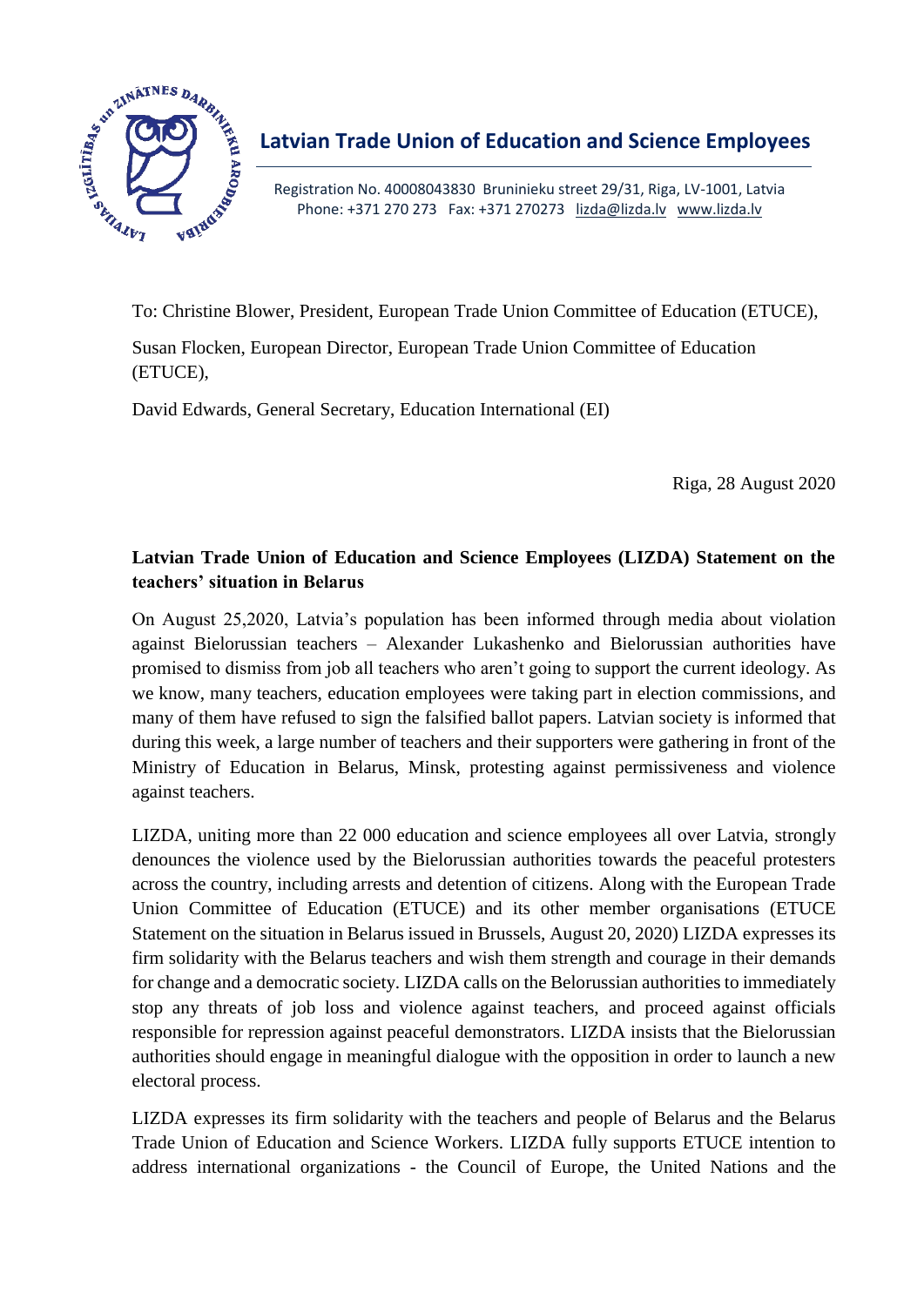**Latvian Trade Union of Education and Science Employees**

Registration No. 40008043830 Bruninieku street 29/31, Riga, LV-1001, Latvia
Phone: +371 270 273 Fax: +371 270273 lizda@lizda.lv www.lizda.lv

To: Christine Blower, President, European Trade Union Committee of Education (ETUCE),

Susan Flocken, European Director, European Trade Union Committee of Education (ETUCE),

David Edwards, General Secretary, Education International (EI)

Riga, 28 August 2020

**Latvian Trade Union of Education and Science Employees (LIZDA) Statement on the teachers' situation in Belarus**

On August 25,2020, Latvia's population has been informed through media about violation against Bielorussian teachers – Alexander Lukashenko and Bielorussian authorities have promised to dismiss from job all teachers who aren't going to support the current ideology. As we know, many teachers, education employees were taking part in election commissions, and many of them have refused to sign the falsified ballot papers. Latvian society is informed that during this week, a large number of teachers and their supporters were gathering in front of the Ministry of Education in Belarus, Minsk, protesting against permissiveness and violence against teachers.

LIZDA, uniting more than 22 000 education and science employees all over Latvia, strongly denounces the violence used by the Bielorussian authorities towards the peaceful protesters across the country, including arrests and detention of citizens. Along with the European Trade Union Committee of Education (ETUCE) and its other member organisations (ETUCE Statement on the situation in Belarus issued in Brussels, August 20, 2020) LIZDA expresses its firm solidarity with the Belarus teachers and wish them strength and courage in their demands for change and a democratic society. LIZDA calls on the Belorussian authorities to immediately stop any threats of job loss and violence against teachers, and proceed against officials responsible for repression against peaceful demonstrators. LIZDA insists that the Bielorussian authorities should engage in meaningful dialogue with the opposition in order to launch a new electoral process.

LIZDA expresses its firm solidarity with the teachers and people of Belarus and the Belarus Trade Union of Education and Science Workers. LIZDA fully supports ETUCE intention to address international organizations - the Council of Europe, the United Nations and the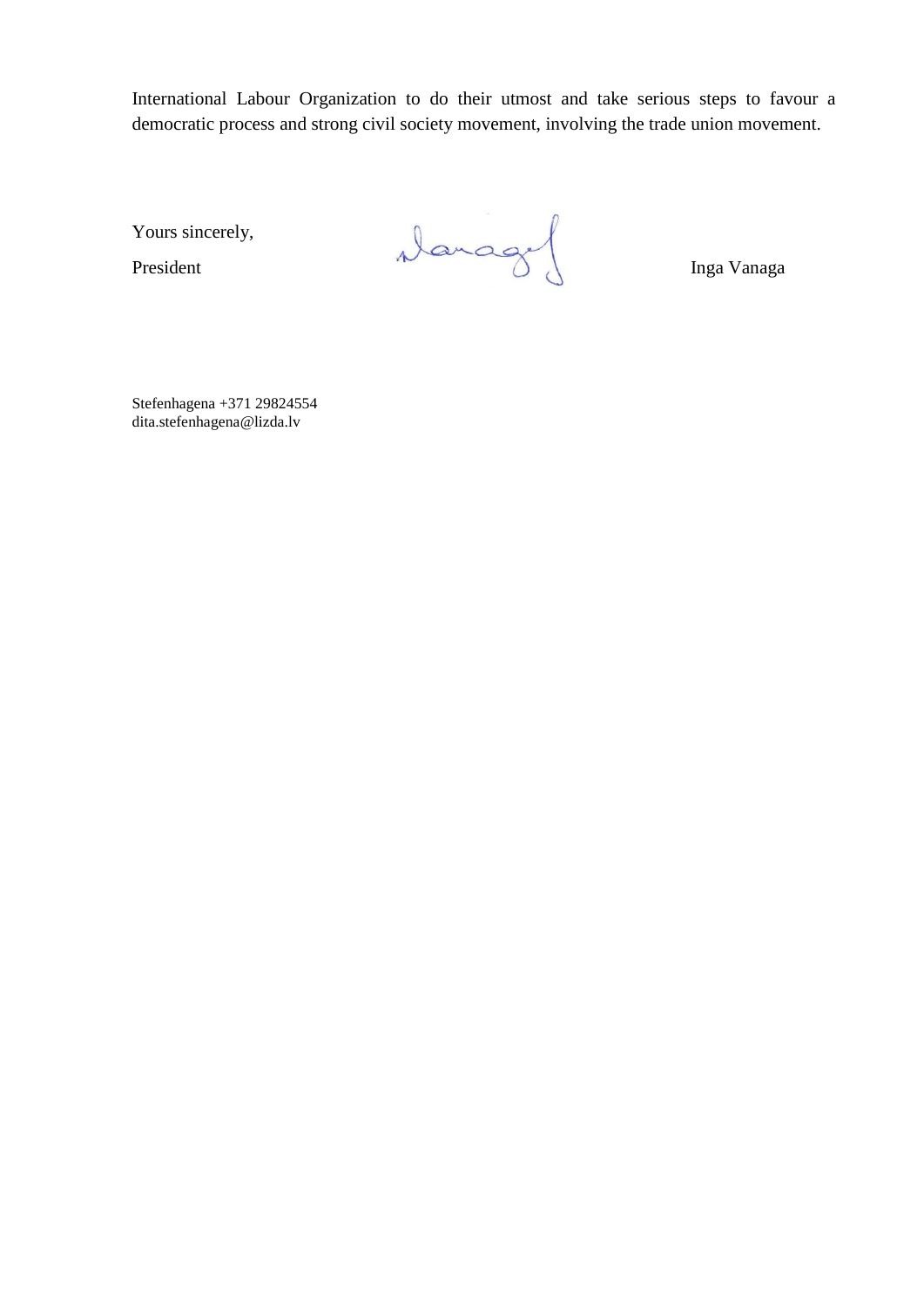International Labour Organization to do their utmost and take serious steps to favour a democratic process and strong civil society movement, involving the trade union movement.

Yours sincerely,

President Inga Vanaga

Stefenhagena +371 29824554
dita.stefenhagena@lizda.lv